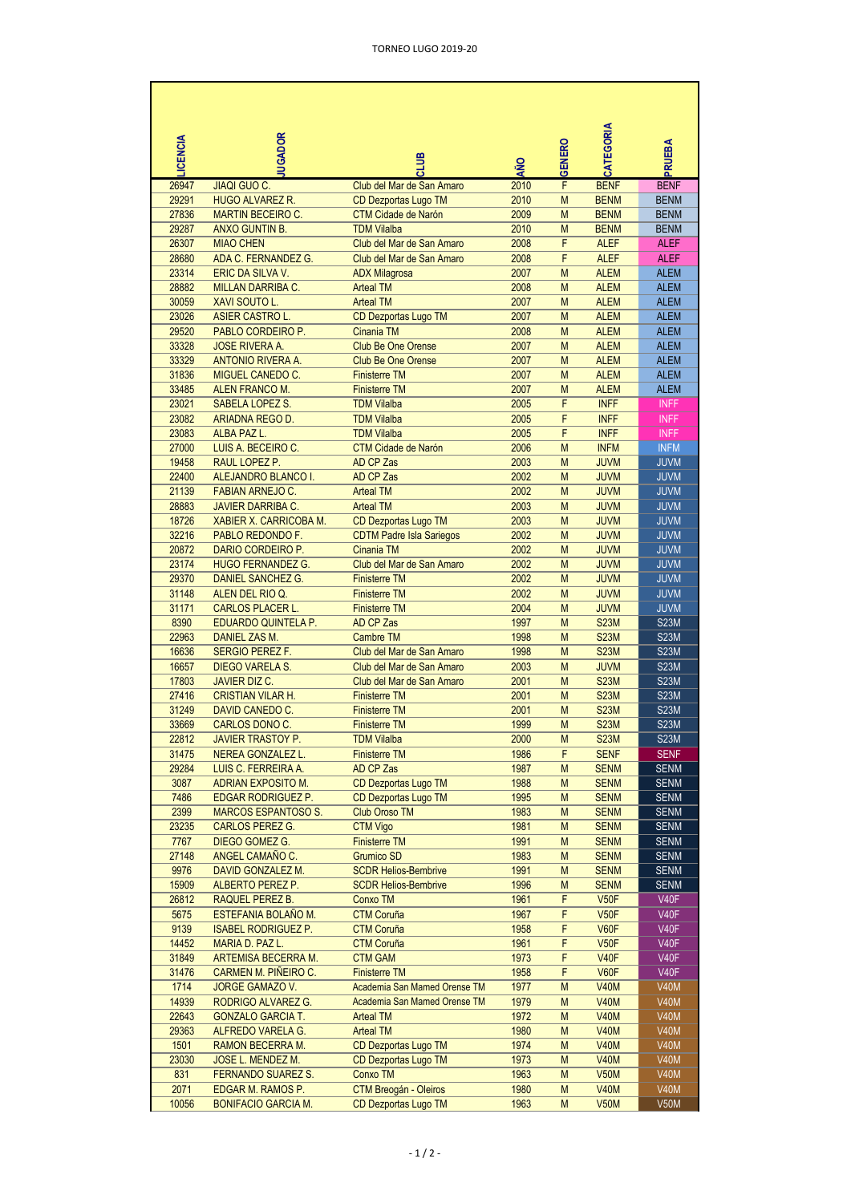TORNEO LUGO 2019-20

| LICENCIA | JUGADOR | CLUB | AÑO | GENERO | CATEGORIA | PRUEBA |
|---|---|---|---|---|---|---|
| 26947 | JIAQI GUO C. | Club del Mar de San Amaro | 2010 | F | BENF | BENF |
| 29291 | HUGO ALVAREZ R. | CD Dezportas Lugo TM | 2010 | M | BENM | BENM |
| 27836 | MARTIN BECEIRO C. | CTM Cidade de Narón | 2009 | M | BENM | BENM |
| 29287 | ANXO GUNTIN B. | TDM Vilalba | 2010 | M | BENM | BENM |
| 26307 | MIAO CHEN | Club del Mar de San Amaro | 2008 | F | ALEF | ALEF |
| 28680 | ADA C. FERNANDEZ G. | Club del Mar de San Amaro | 2008 | F | ALEF | ALEF |
| 23314 | ERIC DA SILVA V. | ADX Milagrosa | 2007 | M | ALEM | ALEM |
| 28882 | MILLAN DARRIBA C. | Arteal TM | 2008 | M | ALEM | ALEM |
| 30059 | XAVI SOUTO L. | Arteal TM | 2007 | M | ALEM | ALEM |
| 23026 | ASIER CASTRO L. | CD Dezportas Lugo TM | 2007 | M | ALEM | ALEM |
| 29520 | PABLO CORDEIRO P. | Cinania TM | 2008 | M | ALEM | ALEM |
| 33328 | JOSE RIVERA A. | Club Be One Orense | 2007 | M | ALEM | ALEM |
| 33329 | ANTONIO RIVERA A. | Club Be One Orense | 2007 | M | ALEM | ALEM |
| 31836 | MIGUEL CANEDO C. | Finisterre TM | 2007 | M | ALEM | ALEM |
| 33485 | ALEN FRANCO M. | Finisterre TM | 2007 | M | ALEM | ALEM |
| 23021 | SABELA LOPEZ S. | TDM Vilalba | 2005 | F | INFF | INFF |
| 23082 | ARIADNA REGO D. | TDM Vilalba | 2005 | F | INFF | INFF |
| 23083 | ALBA PAZ L. | TDM Vilalba | 2005 | F | INFF | INFF |
| 27000 | LUIS A. BECEIRO C. | CTM Cidade de Narón | 2006 | M | INFM | INFM |
| 19458 | RAUL LOPEZ P. | AD CP Zas | 2003 | M | JUVM | JUVM |
| 22400 | ALEJANDRO BLANCO I. | AD CP Zas | 2002 | M | JUVM | JUVM |
| 21139 | FABIAN ARNEJO C. | Arteal TM | 2002 | M | JUVM | JUVM |
| 28883 | JAVIER DARRIBA C. | Arteal TM | 2003 | M | JUVM | JUVM |
| 18726 | XABIER X. CARRICOBA M. | CD Dezportas Lugo TM | 2003 | M | JUVM | JUVM |
| 32216 | PABLO REDONDO F. | CDTM Padre Isla Sariegos | 2002 | M | JUVM | JUVM |
| 20872 | DARIO CORDEIRO P. | Cinania TM | 2002 | M | JUVM | JUVM |
| 23174 | HUGO FERNANDEZ G. | Club del Mar de San Amaro | 2002 | M | JUVM | JUVM |
| 29370 | DANIEL SANCHEZ G. | Finisterre TM | 2002 | M | JUVM | JUVM |
| 31148 | ALEN DEL RIO Q. | Finisterre TM | 2002 | M | JUVM | JUVM |
| 31171 | CARLOS PLACER L. | Finisterre TM | 2004 | M | JUVM | JUVM |
| 8390 | EDUARDO QUINTELA P. | AD CP Zas | 1997 | M | S23M | S23M |
| 22963 | DANIEL ZAS M. | Cambre TM | 1998 | M | S23M | S23M |
| 16636 | SERGIO PEREZ F. | Club del Mar de San Amaro | 1998 | M | S23M | S23M |
| 16657 | DIEGO VARELA S. | Club del Mar de San Amaro | 2003 | M | JUVM | S23M |
| 17803 | JAVIER DIZ C. | Club del Mar de San Amaro | 2001 | M | S23M | S23M |
| 27416 | CRISTIAN VILAR H. | Finisterre TM | 2001 | M | S23M | S23M |
| 31249 | DAVID CANEDO C. | Finisterre TM | 2001 | M | S23M | S23M |
| 33669 | CARLOS DONO C. | Finisterre TM | 1999 | M | S23M | S23M |
| 22812 | JAVIER TRASTOY P. | TDM Vilalba | 2000 | M | S23M | S23M |
| 31475 | NEREA GONZALEZ L. | Finisterre TM | 1986 | F | SENF | SENF |
| 29284 | LUIS C. FERREIRA A. | AD CP Zas | 1987 | M | SENM | SENM |
| 3087 | ADRIAN EXPOSITO M. | CD Dezportas Lugo TM | 1988 | M | SENM | SENM |
| 7486 | EDGAR RODRIGUEZ P. | CD Dezportas Lugo TM | 1995 | M | SENM | SENM |
| 2399 | MARCOS ESPANTOSO S. | Club Oroso TM | 1983 | M | SENM | SENM |
| 23235 | CARLOS PEREZ G. | CTM Vigo | 1981 | M | SENM | SENM |
| 7767 | DIEGO GOMEZ G. | Finisterre TM | 1991 | M | SENM | SENM |
| 27148 | ANGEL CAMAÑO C. | Grumico SD | 1983 | M | SENM | SENM |
| 9976 | DAVID GONZALEZ M. | SCDR Helios-Bembrive | 1991 | M | SENM | SENM |
| 15909 | ALBERTO PEREZ P. | SCDR Helios-Bembrive | 1996 | M | SENM | SENM |
| 26812 | RAQUEL PEREZ B. | Conxo TM | 1961 | F | V50F | V40F |
| 5675 | ESTEFANIA BOLAÑO M. | CTM Coruña | 1967 | F | V50F | V40F |
| 9139 | ISABEL RODRIGUEZ P. | CTM Coruña | 1958 | F | V60F | V40F |
| 14452 | MARIA D. PAZ L. | CTM Coruña | 1961 | F | V50F | V40F |
| 31849 | ARTEMISA BECERRA M. | CTM GAM | 1973 | F | V40F | V40F |
| 31476 | CARMEN M. PIÑEIRO C. | Finisterre TM | 1958 | F | V60F | V40F |
| 1714 | JORGE GAMAZO V. | Academia San Mamed Orense TM | 1977 | M | V40M | V40M |
| 14939 | RODRIGO ALVAREZ G. | Academia San Mamed Orense TM | 1979 | M | V40M | V40M |
| 22643 | GONZALO GARCIA T. | Arteal TM | 1972 | M | V40M | V40M |
| 29363 | ALFREDO VARELA G. | Arteal TM | 1980 | M | V40M | V40M |
| 1501 | RAMON BECERRA M. | CD Dezportas Lugo TM | 1974 | M | V40M | V40M |
| 23030 | JOSE L. MENDEZ M. | CD Dezportas Lugo TM | 1973 | M | V40M | V40M |
| 831 | FERNANDO SUAREZ S. | Conxo TM | 1963 | M | V50M | V40M |
| 2071 | EDGAR M. RAMOS P. | CTM Breogán - Oleiros | 1980 | M | V40M | V40M |
| 10056 | BONIFACIO GARCIA M. | CD Dezportas Lugo TM | 1963 | M | V50M | V50M |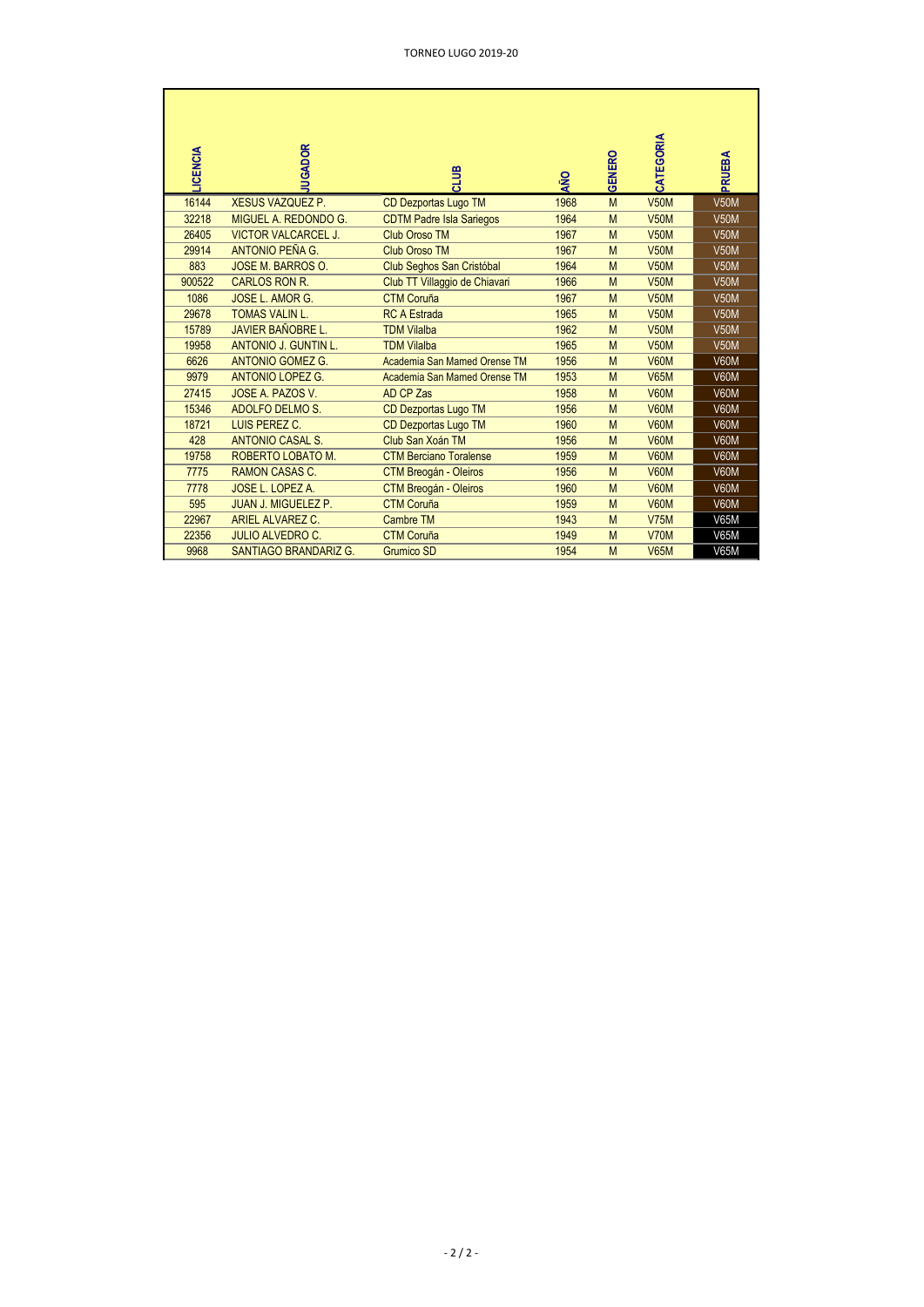| LICENCIA | JUGADOR | CLUB | AÑO | GENERO | CATEGORIA | PRUEBA |
|---|---|---|---|---|---|---|
| 16144 | XESUS VAZQUEZ P. | CD Dezportas Lugo TM | 1968 | M | V50M | V50M |
| 32218 | MIGUEL A. REDONDO G. | CDTM Padre Isla Sariegos | 1964 | M | V50M | V50M |
| 26405 | VICTOR VALCARCEL J. | Club Oroso TM | 1967 | M | V50M | V50M |
| 29914 | ANTONIO PEÑA G. | Club Oroso TM | 1967 | M | V50M | V50M |
| 883 | JOSE M. BARROS O. | Club Seghos San Cristóbal | 1964 | M | V50M | V50M |
| 900522 | CARLOS RON R. | Club TT Villaggio de Chiavari | 1966 | M | V50M | V50M |
| 1086 | JOSE L. AMOR G. | CTM Coruña | 1967 | M | V50M | V50M |
| 29678 | TOMAS VALIN L. | RC A Estrada | 1965 | M | V50M | V50M |
| 15789 | JAVIER BAÑOBRE L. | TDM Vilalba | 1962 | M | V50M | V50M |
| 19958 | ANTONIO J. GUNTIN L. | TDM Vilalba | 1965 | M | V50M | V50M |
| 6626 | ANTONIO GOMEZ G. | Academia San Mamed Orense TM | 1956 | M | V60M | V60M |
| 9979 | ANTONIO LOPEZ G. | Academia San Mamed Orense TM | 1953 | M | V65M | V60M |
| 27415 | JOSE A. PAZOS V. | AD CP Zas | 1958 | M | V60M | V60M |
| 15346 | ADOLFO DELMO S. | CD Dezportas Lugo TM | 1956 | M | V60M | V60M |
| 18721 | LUIS PEREZ C. | CD Dezportas Lugo TM | 1960 | M | V60M | V60M |
| 428 | ANTONIO CASAL S. | Club San Xoán TM | 1956 | M | V60M | V60M |
| 19758 | ROBERTO LOBATO M. | CTM Berciano Toralense | 1959 | M | V60M | V60M |
| 7775 | RAMON CASAS C. | CTM Breogán - Oleiros | 1956 | M | V60M | V60M |
| 7778 | JOSE L. LOPEZ A. | CTM Breogán - Oleiros | 1960 | M | V60M | V60M |
| 595 | JUAN J. MIGUELEZ P. | CTM Coruña | 1959 | M | V60M | V60M |
| 22967 | ARIEL ALVAREZ C. | Cambre TM | 1943 | M | V75M | V65M |
| 22356 | JULIO ALVEDRO C. | CTM Coruña | 1949 | M | V70M | V65M |
| 9968 | SANTIAGO BRANDARIZ G. | Grumico SD | 1954 | M | V65M | V65M |